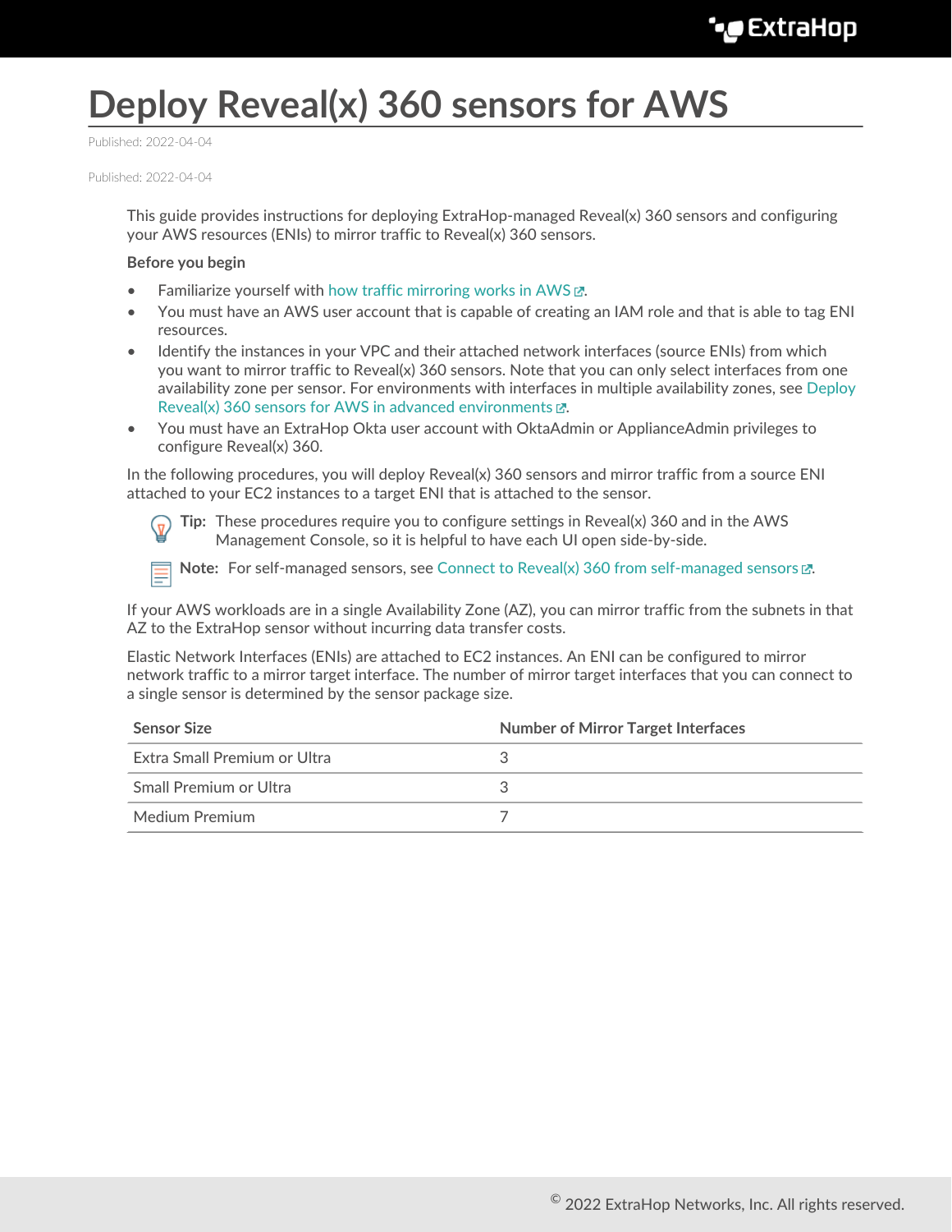# Deploy Reveal(x) 360 sensors for AWS

Published: 2022-04-04

Published: 2022-04-04

This guide provides instructions for deploying ExtraHop-managed Reveal(x) 360 sensors and configuring your AWS resources (ENIs) to mirror traffic to Reveal(x) 360 sensors.

**Before you begin**

- Familiarize yourself with how traffic mirroring works in AWS.
- You must have an AWS user account that is capable of creating an IAM role and that is able to tag ENI resources.
- Identify the instances in your VPC and their attached network interfaces (source ENIs) from which you want to mirror traffic to Reveal(x) 360 sensors. Note that you can only select interfaces from one availability zone per sensor. For environments with interfaces in multiple availability zones, see Deploy Reveal(x) 360 sensors for AWS in advanced environments.
- You must have an ExtraHop Okta user account with OktaAdmin or ApplianceAdmin privileges to configure Reveal(x) 360.

In the following procedures, you will deploy Reveal(x) 360 sensors and mirror traffic from a source ENI attached to your EC2 instances to a target ENI that is attached to the sensor.

**Tip:** These procedures require you to configure settings in Reveal(x) 360 and in the AWS Management Console, so it is helpful to have each UI open side-by-side.

**Note:** For self-managed sensors, see Connect to Reveal(x) 360 from self-managed sensors.

If your AWS workloads are in a single Availability Zone (AZ), you can mirror traffic from the subnets in that AZ to the ExtraHop sensor without incurring data transfer costs.

Elastic Network Interfaces (ENIs) are attached to EC2 instances. An ENI can be configured to mirror network traffic to a mirror target interface. The number of mirror target interfaces that you can connect to a single sensor is determined by the sensor package size.

| Sensor Size | Number of Mirror Target Interfaces |
| --- | --- |
| Extra Small Premium or Ultra | 3 |
| Small Premium or Ultra | 3 |
| Medium Premium | 7 |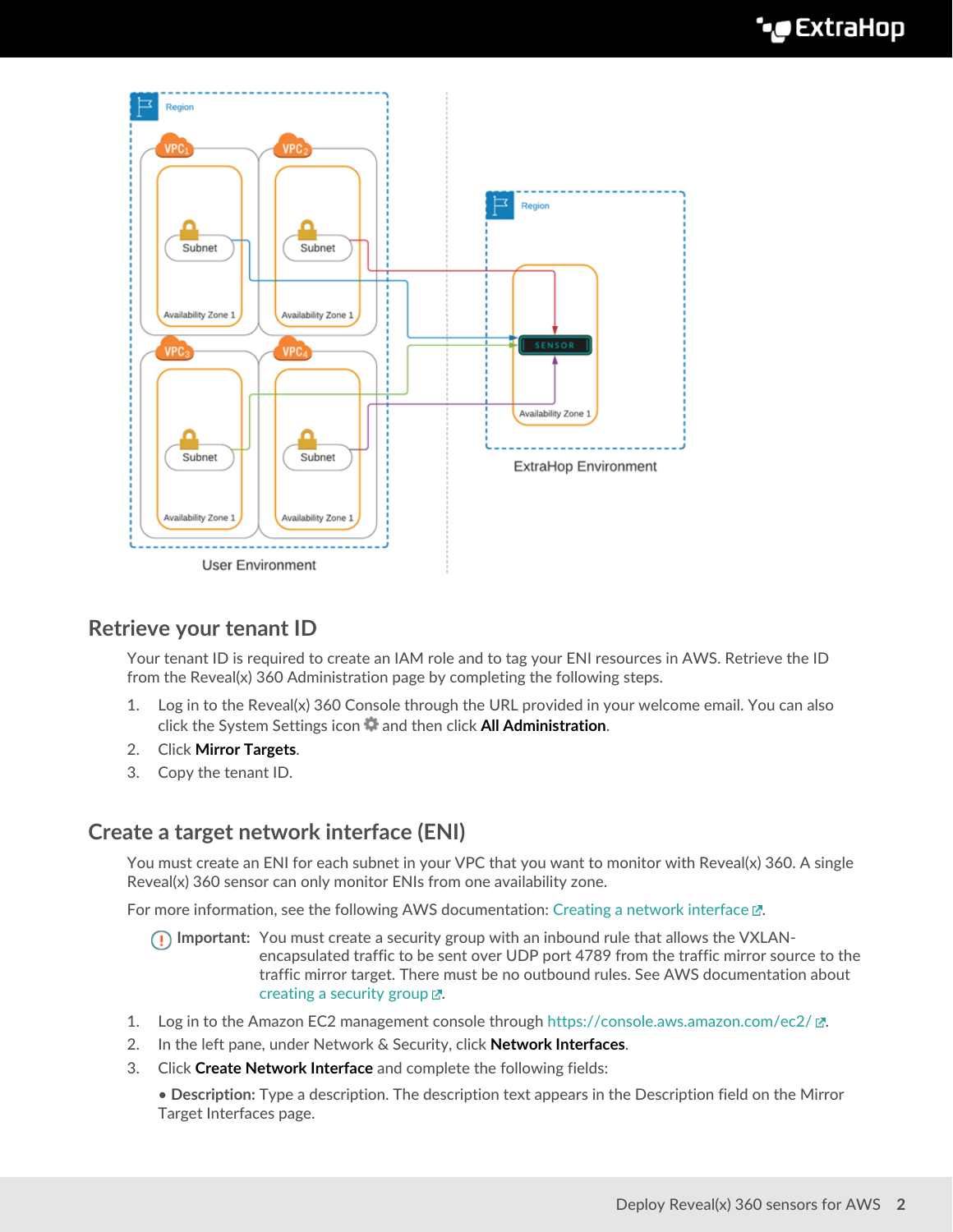## Retrieve your tenant ID

Your tenant ID is required to create an IAM role and to tag your ENI resources in AWS. Retrieve the ID from the Reveal(x) 360 Administration page by completing the following steps.

1. Log in to the Reveal(x) 360 Console through the URL provided in your welcome email. You can also click the System Settings icon and then click **All Administration**.
2. Click **Mirror Targets**.
3. Copy the tenant ID.

## Create a target network interface (ENI)

You must create an ENI for each subnet in your VPC that you want to monitor with Reveal(x) 360. A single Reveal(x) 360 sensor can only monitor ENIs from one availability zone.

For more information, see the following AWS documentation: Creating a network interface.

**Important:** You must create a security group with an inbound rule that allows the VXLAN-encapsulated traffic to be sent over UDP port 4789 from the traffic mirror source to the traffic mirror target. There must be no outbound rules. See AWS documentation about creating a security group.

1. Log in to the Amazon EC2 management console through https://console.aws.amazon.com/ec2/.
2. In the left pane, under Network & Security, click **Network Interfaces**.
3. Click **Create Network Interface** and complete the following fields:
   - **Description:** Type a description. The description text appears in the Description field on the Mirror Target Interfaces page.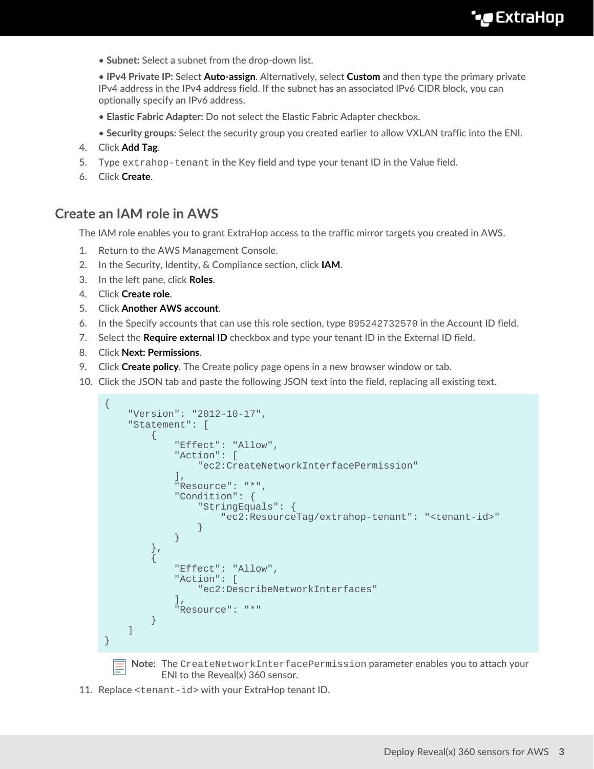- **Subnet:** Select a subnet from the drop-down list.
- **IPv4 Private IP:** Select **Auto-assign**. Alternatively, select **Custom** and then type the primary private IPv4 address in the IPv4 address field. If the subnet has an associated IPv6 CIDR block, you can optionally specify an IPv6 address.
- **Elastic Fabric Adapter:** Do not select the Elastic Fabric Adapter checkbox.
- **Security groups:** Select the security group you created earlier to allow VXLAN traffic into the ENI.

4. Click **Add Tag**.
5. Type `extrahop-tenant` in the Key field and type your tenant ID in the Value field.
6. Click **Create**.

## Create an IAM role in AWS

The IAM role enables you to grant ExtraHop access to the traffic mirror targets you created in AWS.

1. Return to the AWS Management Console.
2. In the Security, Identity, & Compliance section, click **IAM**.
3. In the left pane, click **Roles**.
4. Click **Create role**.
5. Click **Another AWS account**.
6. In the Specify accounts that can use this role section, type `895242732570` in the Account ID field.
7. Select the **Require external ID** checkbox and type your tenant ID in the External ID field.
8. Click **Next: Permissions**.
9. Click **Create policy**. The Create policy page opens in a new browser window or tab.
10. Click the JSON tab and paste the following JSON text into the field, replacing all existing text.

```
{
    "Version": "2012-10-17",
    "Statement": [
        {
            "Effect": "Allow",
            "Action": [
                "ec2:CreateNetworkInterfacePermission"
            ],
            "Resource": "*",
            "Condition": {
                "StringEquals": {
                    "ec2:ResourceTag/extrahop-tenant": "<tenant-id>"
                }
            }
        },
        {
            "Effect": "Allow",
            "Action": [
                "ec2:DescribeNetworkInterfaces"
            ],
            "Resource": "*"
        }
    ]
}
```

> **Note:** The `CreateNetworkInterfacePermission` parameter enables you to attach your ENI to the Reveal(x) 360 sensor.

11. Replace `<tenant-id>` with your ExtraHop tenant ID.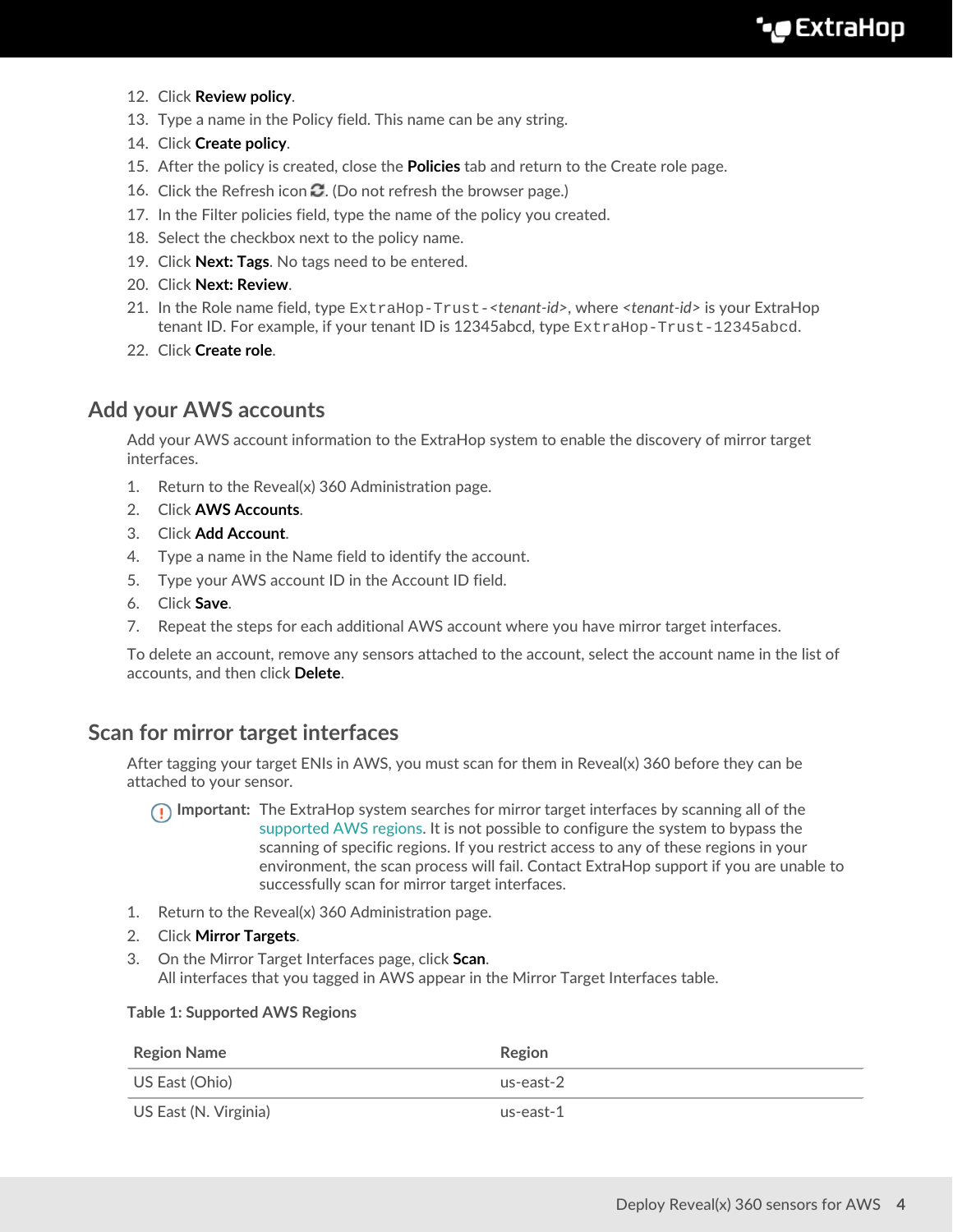12. Click **Review policy**.
13. Type a name in the Policy field. This name can be any string.
14. Click **Create policy**.
15. After the policy is created, close the **Policies** tab and return to the Create role page.
16. Click the Refresh icon . (Do not refresh the browser page.)
17. In the Filter policies field, type the name of the policy you created.
18. Select the checkbox next to the policy name.
19. Click **Next: Tags**. No tags need to be entered.
20. Click **Next: Review**.
21. In the Role name field, type `ExtraHop-Trust-<tenant-id>`, where *<tenant-id>* is your ExtraHop tenant ID. For example, if your tenant ID is 12345abcd, type `ExtraHop-Trust-12345abcd`.
22. Click **Create role**.

## Add your AWS accounts

Add your AWS account information to the ExtraHop system to enable the discovery of mirror target interfaces.

1. Return to the Reveal(x) 360 Administration page.
2. Click **AWS Accounts**.
3. Click **Add Account**.
4. Type a name in the Name field to identify the account.
5. Type your AWS account ID in the Account ID field.
6. Click **Save**.
7. Repeat the steps for each additional AWS account where you have mirror target interfaces.

To delete an account, remove any sensors attached to the account, select the account name in the list of accounts, and then click **Delete**.

## Scan for mirror target interfaces

After tagging your target ENIs in AWS, you must scan for them in Reveal(x) 360 before they can be attached to your sensor.

> **Important:** The ExtraHop system searches for mirror target interfaces by scanning all of the supported AWS regions. It is not possible to configure the system to bypass the scanning of specific regions. If you restrict access to any of these regions in your environment, the scan process will fail. Contact ExtraHop support if you are unable to successfully scan for mirror target interfaces.

1. Return to the Reveal(x) 360 Administration page.
2. Click **Mirror Targets**.
3. On the Mirror Target Interfaces page, click **Scan**.
   All interfaces that you tagged in AWS appear in the Mirror Target Interfaces table.

**Table 1: Supported AWS Regions**

| Region Name | Region |
| --- | --- |
| US East (Ohio) | us-east-2 |
| US East (N. Virginia) | us-east-1 |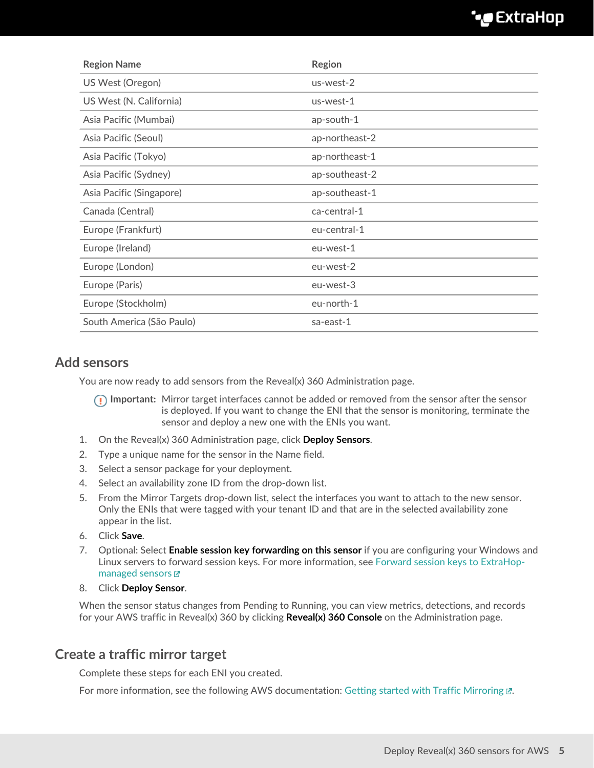| Region Name | Region |
| --- | --- |
| US West (Oregon) | us-west-2 |
| US West (N. California) | us-west-1 |
| Asia Pacific (Mumbai) | ap-south-1 |
| Asia Pacific (Seoul) | ap-northeast-2 |
| Asia Pacific (Tokyo) | ap-northeast-1 |
| Asia Pacific (Sydney) | ap-southeast-2 |
| Asia Pacific (Singapore) | ap-southeast-1 |
| Canada (Central) | ca-central-1 |
| Europe (Frankfurt) | eu-central-1 |
| Europe (Ireland) | eu-west-1 |
| Europe (London) | eu-west-2 |
| Europe (Paris) | eu-west-3 |
| Europe (Stockholm) | eu-north-1 |
| South America (São Paulo) | sa-east-1 |

## Add sensors

You are now ready to add sensors from the Reveal(x) 360 Administration page.

> **Important:** Mirror target interfaces cannot be added or removed from the sensor after the sensor is deployed. If you want to change the ENI that the sensor is monitoring, terminate the sensor and deploy a new one with the ENIs you want.

1. On the Reveal(x) 360 Administration page, click **Deploy Sensors**.
2. Type a unique name for the sensor in the Name field.
3. Select a sensor package for your deployment.
4. Select an availability zone ID from the drop-down list.
5. From the Mirror Targets drop-down list, select the interfaces you want to attach to the new sensor. Only the ENIs that were tagged with your tenant ID and that are in the selected availability zone appear in the list.
6. Click **Save**.
7. Optional: Select **Enable session key forwarding on this sensor** if you are configuring your Windows and Linux servers to forward session keys. For more information, see Forward session keys to ExtraHop-managed sensors.
8. Click **Deploy Sensor**.

When the sensor status changes from Pending to Running, you can view metrics, detections, and records for your AWS traffic in Reveal(x) 360 by clicking **Reveal(x) 360 Console** on the Administration page.

## Create a traffic mirror target

Complete these steps for each ENI you created.

For more information, see the following AWS documentation: Getting started with Traffic Mirroring.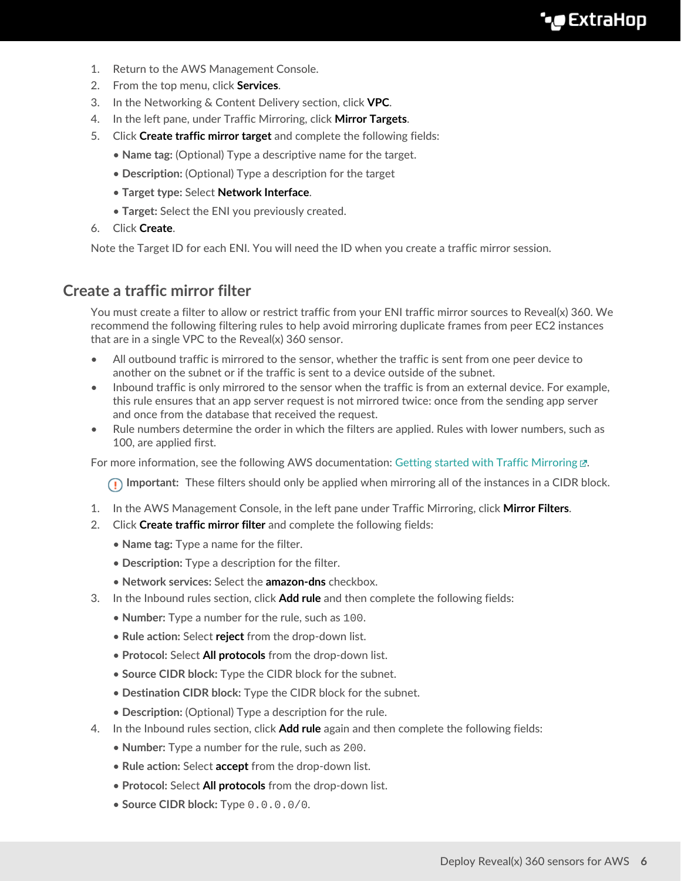1. Return to the AWS Management Console.
2. From the top menu, click **Services**.
3. In the Networking & Content Delivery section, click **VPC**.
4. In the left pane, under Traffic Mirroring, click **Mirror Targets**.
5. Click **Create traffic mirror target** and complete the following fields:
   - **Name tag:** (Optional) Type a descriptive name for the target.
   - **Description:** (Optional) Type a description for the target
   - **Target type:** Select **Network Interface**.
   - **Target:** Select the ENI you previously created.
6. Click **Create**.

Note the Target ID for each ENI. You will need the ID when you create a traffic mirror session.

## Create a traffic mirror filter

You must create a filter to allow or restrict traffic from your ENI traffic mirror sources to Reveal(x) 360. We recommend the following filtering rules to help avoid mirroring duplicate frames from peer EC2 instances that are in a single VPC to the Reveal(x) 360 sensor.

- All outbound traffic is mirrored to the sensor, whether the traffic is sent from one peer device to another on the subnet or if the traffic is sent to a device outside of the subnet.
- Inbound traffic is only mirrored to the sensor when the traffic is from an external device. For example, this rule ensures that an app server request is not mirrored twice: once from the sending app server and once from the database that received the request.
- Rule numbers determine the order in which the filters are applied. Rules with lower numbers, such as 100, are applied first.

For more information, see the following AWS documentation: Getting started with Traffic Mirroring.

**Important:** These filters should only be applied when mirroring all of the instances in a CIDR block.

1. In the AWS Management Console, in the left pane under Traffic Mirroring, click **Mirror Filters**.
2. Click **Create traffic mirror filter** and complete the following fields:
   - **Name tag:** Type a name for the filter.
   - **Description:** Type a description for the filter.
   - **Network services:** Select the **amazon-dns** checkbox.
3. In the Inbound rules section, click **Add rule** and then complete the following fields:
   - **Number:** Type a number for the rule, such as `100`.
   - **Rule action:** Select **reject** from the drop-down list.
   - **Protocol:** Select **All protocols** from the drop-down list.
   - **Source CIDR block:** Type the CIDR block for the subnet.
   - **Destination CIDR block:** Type the CIDR block for the subnet.
   - **Description:** (Optional) Type a description for the rule.
4. In the Inbound rules section, click **Add rule** again and then complete the following fields:
   - **Number:** Type a number for the rule, such as `200`.
   - **Rule action:** Select **accept** from the drop-down list.
   - **Protocol:** Select **All protocols** from the drop-down list.
   - **Source CIDR block:** Type `0.0.0.0/0`.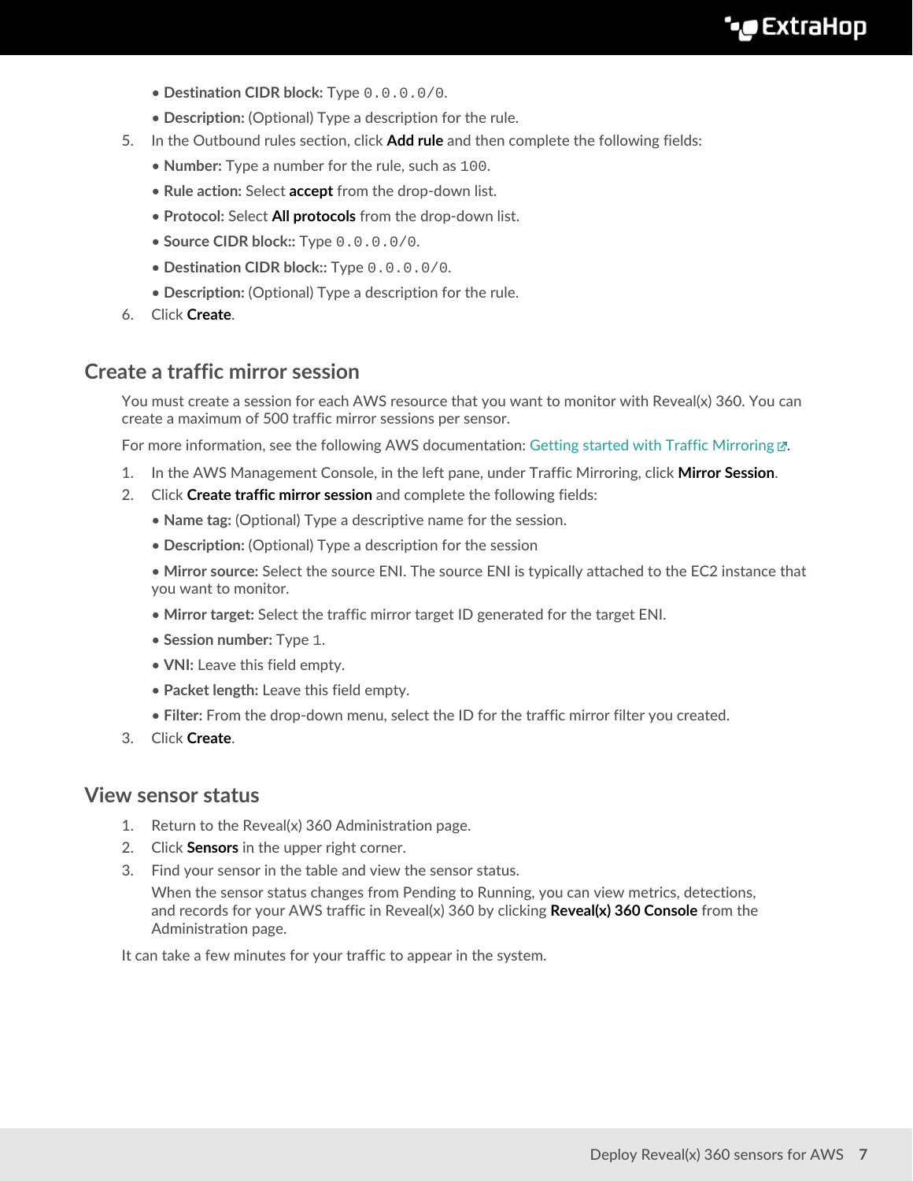- **Destination CIDR block:** Type `0.0.0.0/0`.
- **Description:** (Optional) Type a description for the rule.

5. In the Outbound rules section, click **Add rule** and then complete the following fields:
   - **Number:** Type a number for the rule, such as `100`.
   - **Rule action:** Select **accept** from the drop-down list.
   - **Protocol:** Select **All protocols** from the drop-down list.
   - **Source CIDR block::** Type `0.0.0.0/0`.
   - **Destination CIDR block::** Type `0.0.0.0/0`.
   - **Description:** (Optional) Type a description for the rule.
6. Click **Create**.

## Create a traffic mirror session

You must create a session for each AWS resource that you want to monitor with Reveal(x) 360. You can create a maximum of 500 traffic mirror sessions per sensor.

For more information, see the following AWS documentation: Getting started with Traffic Mirroring.

1. In the AWS Management Console, in the left pane, under Traffic Mirroring, click **Mirror Session**.
2. Click **Create traffic mirror session** and complete the following fields:
   - **Name tag:** (Optional) Type a descriptive name for the session.
   - **Description:** (Optional) Type a description for the session
   - **Mirror source:** Select the source ENI. The source ENI is typically attached to the EC2 instance that you want to monitor.
   - **Mirror target:** Select the traffic mirror target ID generated for the target ENI.
   - **Session number:** Type `1`.
   - **VNI:** Leave this field empty.
   - **Packet length:** Leave this field empty.
   - **Filter:** From the drop-down menu, select the ID for the traffic mirror filter you created.
3. Click **Create**.

## View sensor status

1. Return to the Reveal(x) 360 Administration page.
2. Click **Sensors** in the upper right corner.
3. Find your sensor in the table and view the sensor status.

   When the sensor status changes from Pending to Running, you can view metrics, detections, and records for your AWS traffic in Reveal(x) 360 by clicking **Reveal(x) 360 Console** from the Administration page.

It can take a few minutes for your traffic to appear in the system.